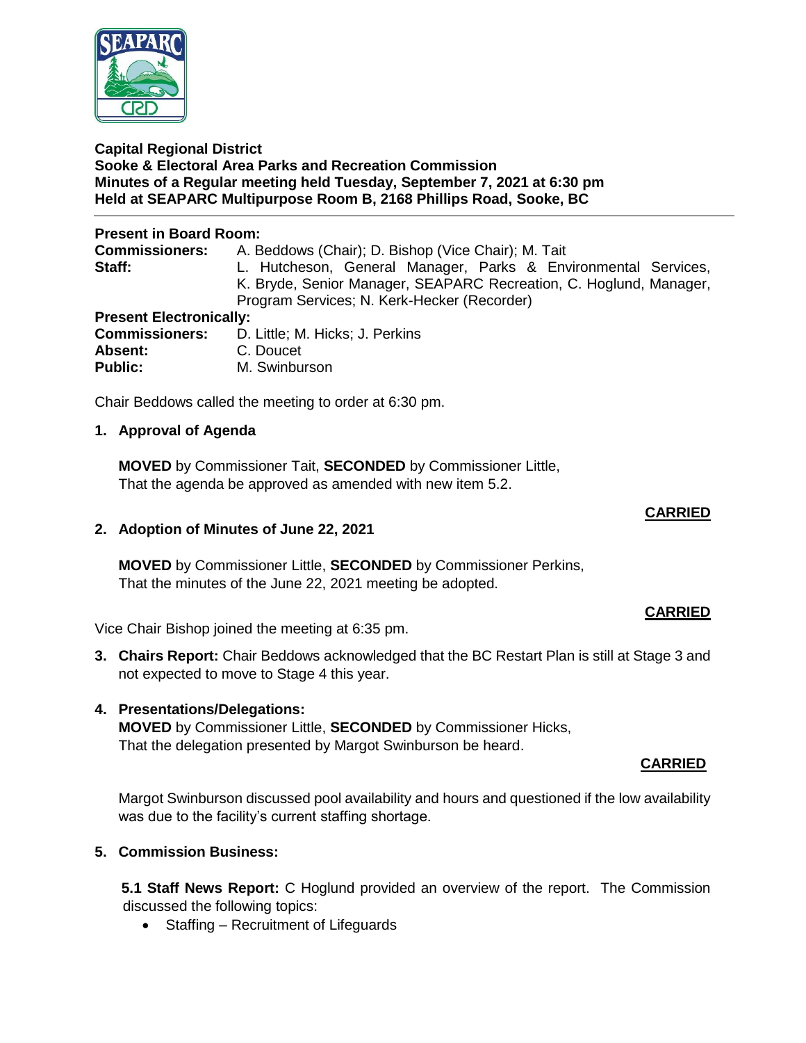**Capital Regional District**
**Sooke & Electoral Area Parks and Recreation Commission**
**Minutes of a Regular meeting held Tuesday, September 7, 2021 at 6:30 pm**
**Held at SEAPARC Multipurpose Room B, 2168 Phillips Road, Sooke, BC**

---

**Present in Board Room:**

**Commissioners:** A. Beddows (Chair); D. Bishop (Vice Chair); M. Tait

**Staff:** L. Hutcheson, General Manager, Parks & Environmental Services, K. Bryde, Senior Manager, SEAPARC Recreation, C. Hoglund, Manager, Program Services; N. Kerk-Hecker (Recorder)

**Present Electronically:**

**Commissioners:** D. Little; M. Hicks; J. Perkins

**Absent:** C. Doucet

**Public:** M. Swinburson

Chair Beddows called the meeting to order at 6:30 pm.

## 1. Approval of Agenda

**MOVED** by Commissioner Tait, **SECONDED** by Commissioner Little,
That the agenda be approved as amended with new item 5.2.

**CARRIED**

## 2. Adoption of Minutes of June 22, 2021

**MOVED** by Commissioner Little, **SECONDED** by Commissioner Perkins,
That the minutes of the June 22, 2021 meeting be adopted.

**CARRIED**

Vice Chair Bishop joined the meeting at 6:35 pm.

## 3. Chairs Report:

Chair Beddows acknowledged that the BC Restart Plan is still at Stage 3 and not expected to move to Stage 4 this year.

## 4. Presentations/Delegations:

**MOVED** by Commissioner Little, **SECONDED** by Commissioner Hicks,
That the delegation presented by Margot Swinburson be heard.

**CARRIED**

Margot Swinburson discussed pool availability and hours and questioned if the low availability was due to the facility's current staffing shortage.

## 5. Commission Business:

**5.1 Staff News Report:** C Hoglund provided an overview of the report. The Commission discussed the following topics:

- Staffing – Recruitment of Lifeguards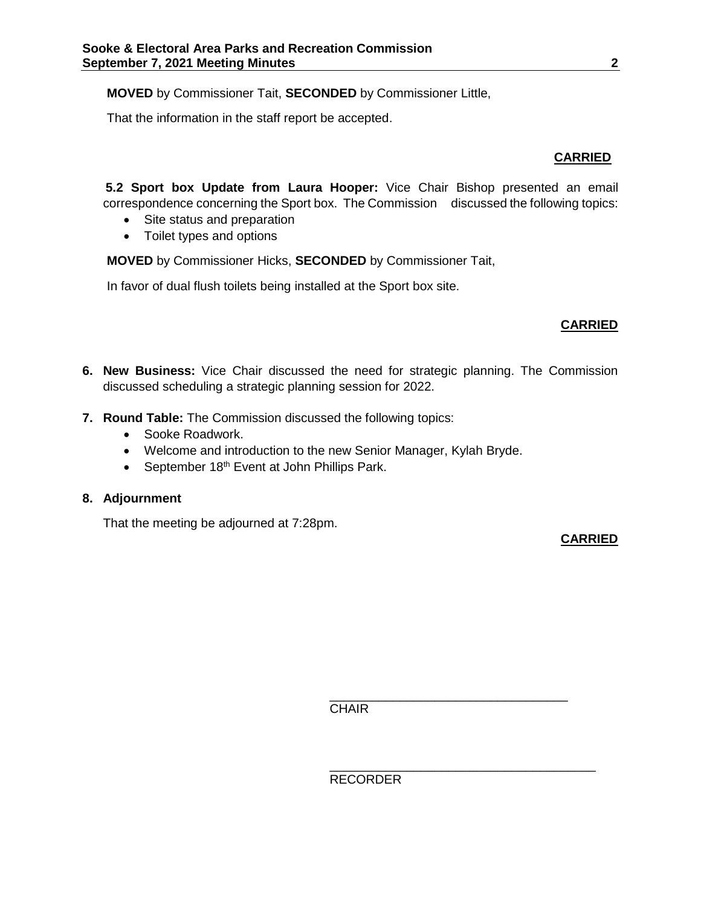**MOVED** by Commissioner Tait, **SECONDED** by Commissioner Little,

That the information in the staff report be accepted.

**CARRIED**

**5.2 Sport box Update from Laura Hooper:** Vice Chair Bishop presented an email correspondence concerning the Sport box. The Commission discussed the following topics:

- Site status and preparation
- Toilet types and options

**MOVED** by Commissioner Hicks, **SECONDED** by Commissioner Tait,

In favor of dual flush toilets being installed at the Sport box site.

**CARRIED**

**6. New Business:** Vice Chair discussed the need for strategic planning. The Commission discussed scheduling a strategic planning session for 2022.

**7. Round Table:** The Commission discussed the following topics:

- Sooke Roadwork.
- Welcome and introduction to the new Senior Manager, Kylah Bryde.
- September 18th Event at John Phillips Park.

**8. Adjournment**

That the meeting be adjourned at 7:28pm.

**CARRIED**

\_\_\_\_\_\_\_\_\_\_\_\_\_\_\_\_\_\_\_\_\_\_\_\_\_\_\_\_\_\_\_\_\_\_
CHAIR

\_\_\_\_\_\_\_\_\_\_\_\_\_\_\_\_\_\_\_\_\_\_\_\_\_\_\_\_\_\_\_\_\_\_\_\_\_\_
RECORDER